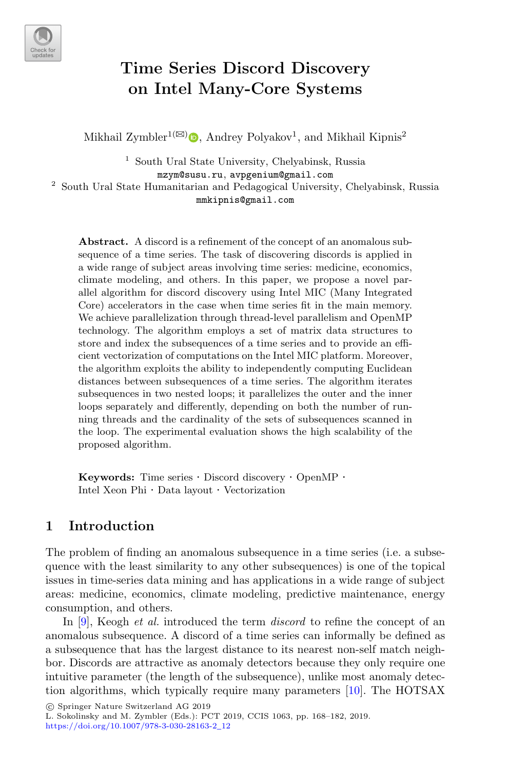# Time Series Discord Discovery on Intel Many-Core Systems

Mikhail Zymbler[1(✉)], Andrey Polyakov[1], and Mikhail Kipnis[2]

[1] South Ural State University, Chelyabinsk, Russia
mzym@susu.ru, avpgenium@gmail.com

[2] South Ural State Humanitarian and Pedagogical University, Chelyabinsk, Russia
mmkipnis@gmail.com

**Abstract.** A discord is a refinement of the concept of an anomalous subsequence of a time series. The task of discovering discords is applied in a wide range of subject areas involving time series: medicine, economics, climate modeling, and others. In this paper, we propose a novel parallel algorithm for discord discovery using Intel MIC (Many Integrated Core) accelerators in the case when time series fit in the main memory. We achieve parallelization through thread-level parallelism and OpenMP technology. The algorithm employs a set of matrix data structures to store and index the subsequences of a time series and to provide an efficient vectorization of computations on the Intel MIC platform. Moreover, the algorithm exploits the ability to independently computing Euclidean distances between subsequences of a time series. The algorithm iterates subsequences in two nested loops; it parallelizes the outer and the inner loops separately and differently, depending on both the number of running threads and the cardinality of the sets of subsequences scanned in the loop. The experimental evaluation shows the high scalability of the proposed algorithm.

**Keywords:** Time series · Discord discovery · OpenMP · Intel Xeon Phi · Data layout · Vectorization

## 1 Introduction

The problem of finding an anomalous subsequence in a time series (i.e. a subsequence with the least similarity to any other subsequences) is one of the topical issues in time-series data mining and has applications in a wide range of subject areas: medicine, economics, climate modeling, predictive maintenance, energy consumption, and others.

In [9], Keogh *et al.* introduced the term *discord* to refine the concept of an anomalous subsequence. A discord of a time series can informally be defined as a subsequence that has the largest distance to its nearest non-self match neighbor. Discords are attractive as anomaly detectors because they only require one intuitive parameter (the length of the subsequence), unlike most anomaly detection algorithms, which typically require many parameters [10]. The HOTSAX

© Springer Nature Switzerland AG 2019
L. Sokolinsky and M. Zymbler (Eds.): PCT 2019, CCIS 1063, pp. 168–182, 2019.
https://doi.org/10.1007/978-3-030-28163-2_12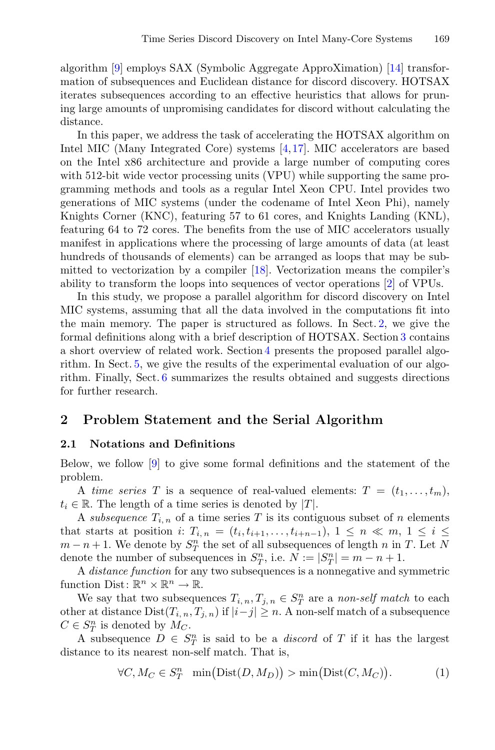algorithm [9] employs SAX (Symbolic Aggregate ApproXimation) [14] transformation of subsequences and Euclidean distance for discord discovery. HOTSAX iterates subsequences according to an effective heuristics that allows for pruning large amounts of unpromising candidates for discord without calculating the distance.

In this paper, we address the task of accelerating the HOTSAX algorithm on Intel MIC (Many Integrated Core) systems [4,17]. MIC accelerators are based on the Intel x86 architecture and provide a large number of computing cores with 512-bit wide vector processing units (VPU) while supporting the same programming methods and tools as a regular Intel Xeon CPU. Intel provides two generations of MIC systems (under the codename of Intel Xeon Phi), namely Knights Corner (KNC), featuring 57 to 61 cores, and Knights Landing (KNL), featuring 64 to 72 cores. The benefits from the use of MIC accelerators usually manifest in applications where the processing of large amounts of data (at least hundreds of thousands of elements) can be arranged as loops that may be submitted to vectorization by a compiler [18]. Vectorization means the compiler's ability to transform the loops into sequences of vector operations [2] of VPUs.

In this study, we propose a parallel algorithm for discord discovery on Intel MIC systems, assuming that all the data involved in the computations fit into the main memory. The paper is structured as follows. In Sect. 2, we give the formal definitions along with a brief description of HOTSAX. Section 3 contains a short overview of related work. Section 4 presents the proposed parallel algorithm. In Sect. 5, we give the results of the experimental evaluation of our algorithm. Finally, Sect. 6 summarizes the results obtained and suggests directions for further research.

## 2 Problem Statement and the Serial Algorithm

### 2.1 Notations and Definitions

Below, we follow [9] to give some formal definitions and the statement of the problem.

A *time series* $T$ is a sequence of real-valued elements: $T = (t_1, \ldots, t_m)$, $t_i \in \mathbb{R}$. The length of a time series is denoted by $|T|$.

A *subsequence* $T_{i,\,n}$ of a time series $T$ is its contiguous subset of $n$ elements that starts at position $i$: $T_{i,\,n} = (t_i, t_{i+1}, \ldots, t_{i+n-1})$, $1 \leq n \ll m$, $1 \leq i \leq m - n + 1$. We denote by $S_T^n$ the set of all subsequences of length $n$ in $T$. Let $N$ denote the number of subsequences in $S_T^n$, i.e. $N := |S_T^n| = m - n + 1$.

A *distance function* for any two subsequences is a nonnegative and symmetric function $\text{Dist}\colon \mathbb{R}^n \times \mathbb{R}^n \to \mathbb{R}$.

We say that two subsequences $T_{i,\,n}, T_{j,\,n} \in S_T^n$ are a *non-self match* to each other at distance $\text{Dist}(T_{i,\,n}, T_{j,\,n})$ if $|i-j| \geq n$. A non-self match of a subsequence $C \in S_T^n$ is denoted by $M_C$.

A subsequence $D \in S_T^n$ is said to be a *discord* of $T$ if it has the largest distance to its nearest non-self match. That is,

$$\forall C, M_C \in S_T^n \quad \min\bigl(\text{Dist}(D, M_D)\bigr) > \min\bigl(\text{Dist}(C, M_C)\bigr). \tag{1}$$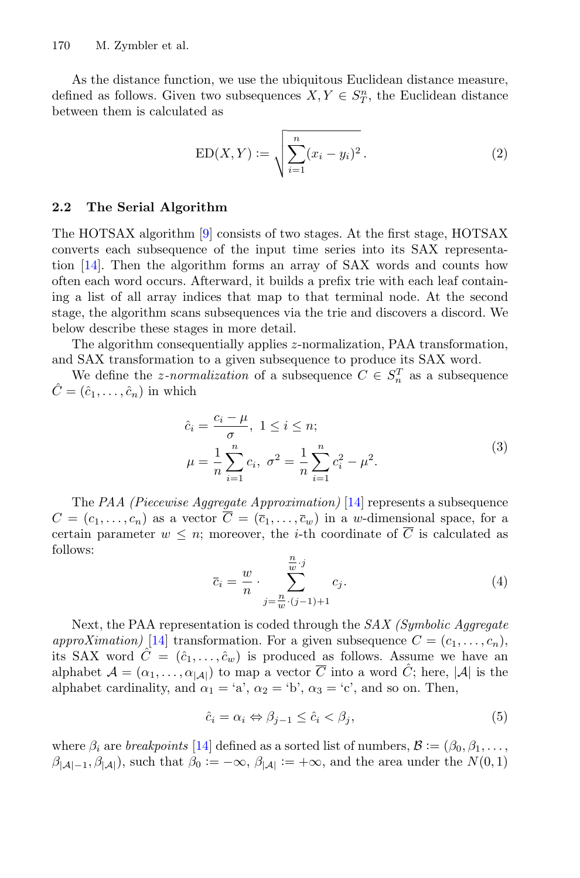As the distance function, we use the ubiquitous Euclidean distance measure, defined as follows. Given two subsequences $X, Y \in S_T^n$, the Euclidean distance between them is calculated as

$$\mathrm{ED}(X,Y) := \sqrt{\sum_{i=1}^{n}(x_i - y_i)^2}\,. \tag{2}$$

### 2.2 The Serial Algorithm

The HOTSAX algorithm [9] consists of two stages. At the first stage, HOTSAX converts each subsequence of the input time series into its SAX representation [14]. Then the algorithm forms an array of SAX words and counts how often each word occurs. Afterward, it builds a prefix trie with each leaf containing a list of all array indices that map to that terminal node. At the second stage, the algorithm scans subsequences via the trie and discovers a discord. We below describe these stages in more detail.

The algorithm consequentially applies $z$-normalization, PAA transformation, and SAX transformation to a given subsequence to produce its SAX word.

We define the *z-normalization* of a subsequence $C \in S_n^T$ as a subsequence $\hat{C} = (\hat{c}_1, \ldots, \hat{c}_n)$ in which

$$\begin{aligned} \hat{c}_i &= \frac{c_i - \mu}{\sigma},\ 1 \le i \le n; \\ \mu &= \frac{1}{n}\sum_{i=1}^{n} c_i,\ \sigma^2 = \frac{1}{n}\sum_{i=1}^{n} c_i^2 - \mu^2. \end{aligned} \tag{3}$$

The *PAA (Piecewise Aggregate Approximation)* [14] represents a subsequence $C = (c_1, \ldots, c_n)$ as a vector $\overline{C} = (\overline{c}_1, \ldots, \overline{c}_w)$ in a $w$-dimensional space, for a certain parameter $w \le n$; moreover, the $i$-th coordinate of $\overline{C}$ is calculated as follows:

$$\overline{c}_i = \frac{w}{n} \cdot \sum_{j=\frac{n}{w}\cdot(j-1)+1}^{\frac{n}{w}\cdot j} c_j. \tag{4}$$

Next, the PAA representation is coded through the *SAX (Symbolic Aggregate approXimation)* [14] transformation. For a given subsequence $C = (c_1, \ldots, c_n)$, its SAX word $\hat{C} = (\hat{c}_1, \ldots, \hat{c}_w)$ is produced as follows. Assume we have an alphabet $\mathcal{A} = (\alpha_1, \ldots, \alpha_{|\mathcal{A}|})$ to map a vector $\overline{C}$ into a word $\hat{C}$; here, $|\mathcal{A}|$ is the alphabet cardinality, and $\alpha_1 =$ 'a', $\alpha_2 =$ 'b', $\alpha_3 =$ 'c', and so on. Then,

$$\hat{c}_i = \alpha_i \Leftrightarrow \beta_{j-1} \le \hat{c}_i < \beta_j, \tag{5}$$

where $\beta_i$ are *breakpoints* [14] defined as a sorted list of numbers, $\mathcal{B} := (\beta_0, \beta_1, \ldots, \beta_{|\mathcal{A}|-1}, \beta_{|\mathcal{A}|})$, such that $\beta_0 := -\infty$, $\beta_{|\mathcal{A}|} := +\infty$, and the area under the $N(0,1)$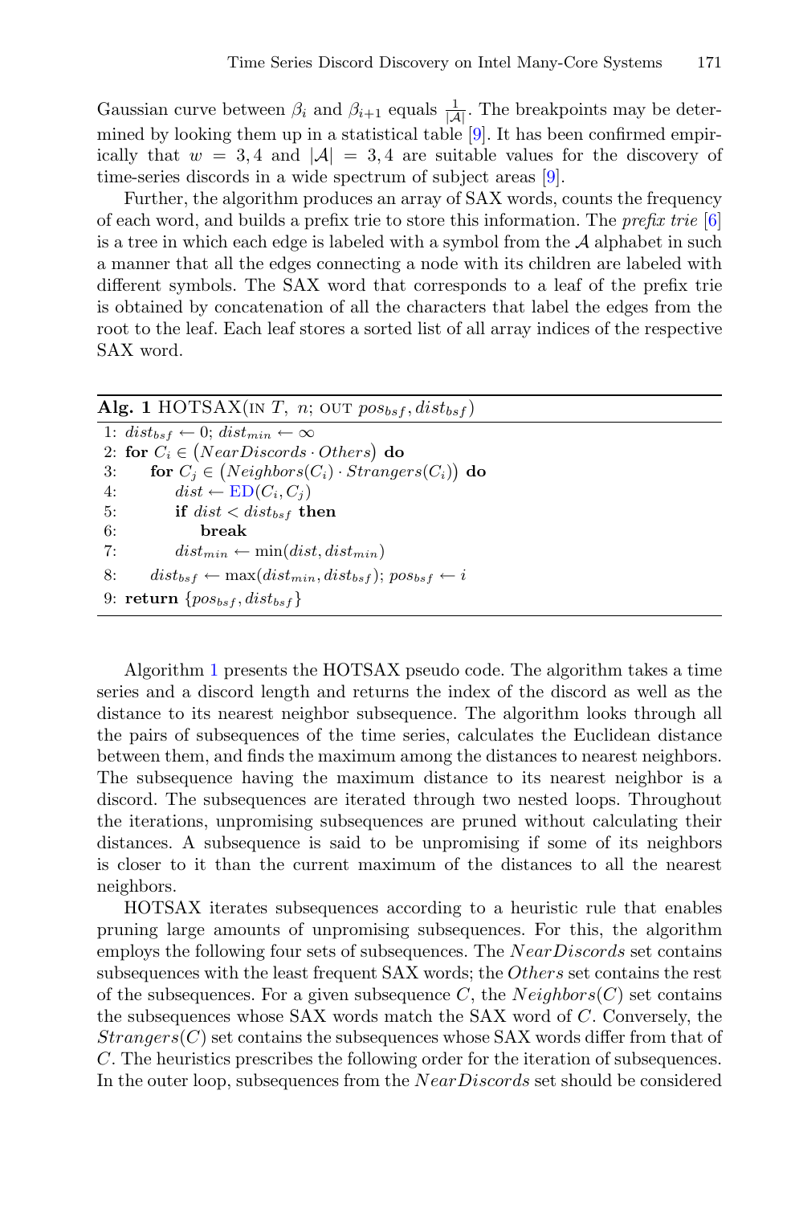Gaussian curve between $\beta_i$ and $\beta_{i+1}$ equals $\frac{1}{|\mathcal{A}|}$. The breakpoints may be determined by looking them up in a statistical table [9]. It has been confirmed empirically that $w = 3, 4$ and $|\mathcal{A}| = 3, 4$ are suitable values for the discovery of time-series discords in a wide spectrum of subject areas [9].

Further, the algorithm produces an array of SAX words, counts the frequency of each word, and builds a prefix trie to store this information. The *prefix trie* [6] is a tree in which each edge is labeled with a symbol from the $\mathcal{A}$ alphabet in such a manner that all the edges connecting a node with its children are labeled with different symbols. The SAX word that corresponds to a leaf of the prefix trie is obtained by concatenation of all the characters that label the edges from the root to the leaf. Each leaf stores a sorted list of all array indices of the respective SAX word.

**Alg. 1** HOTSAX(IN $T$, $n$; OUT $pos_{bsf}, dist_{bsf}$)

```
1: dist_bsf ← 0; dist_min ← ∞
2: for C_i ∈ (NearDiscords · Others) do
3:     for C_j ∈ (Neighbors(C_i) · Strangers(C_i)) do
4:         dist ← ED(C_i, C_j)
5:         if dist < dist_bsf then
6:             break
7:         dist_min ← min(dist, dist_min)
8:     dist_bsf ← max(dist_min, dist_bsf); pos_bsf ← i
9: return {pos_bsf, dist_bsf}
```

Algorithm 1 presents the HOTSAX pseudo code. The algorithm takes a time series and a discord length and returns the index of the discord as well as the distance to its nearest neighbor subsequence. The algorithm looks through all the pairs of subsequences of the time series, calculates the Euclidean distance between them, and finds the maximum among the distances to nearest neighbors. The subsequence having the maximum distance to its nearest neighbor is a discord. The subsequences are iterated through two nested loops. Throughout the iterations, unpromising subsequences are pruned without calculating their distances. A subsequence is said to be unpromising if some of its neighbors is closer to it than the current maximum of the distances to all the nearest neighbors.

HOTSAX iterates subsequences according to a heuristic rule that enables pruning large amounts of unpromising subsequences. For this, the algorithm employs the following four sets of subsequences. The $NearDiscords$ set contains subsequences with the least frequent SAX words; the $Others$ set contains the rest of the subsequences. For a given subsequence $C$, the $Neighbors(C)$ set contains the subsequences whose SAX words match the SAX word of $C$. Conversely, the $Strangers(C)$ set contains the subsequences whose SAX words differ from that of $C$. The heuristics prescribes the following order for the iteration of subsequences. In the outer loop, subsequences from the $NearDiscords$ set should be considered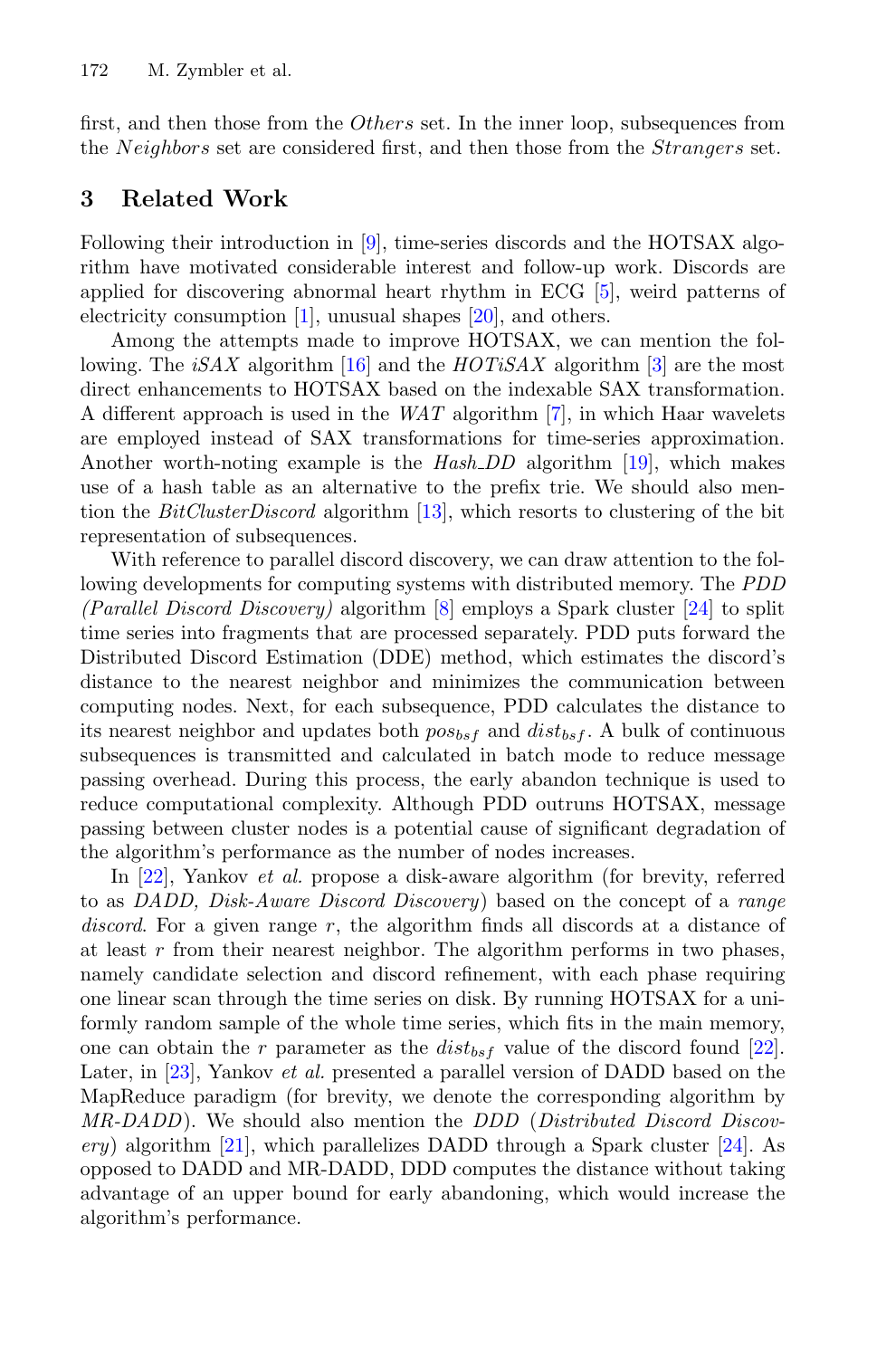first, and then those from the *Others* set. In the inner loop, subsequences from the *Neighbors* set are considered first, and then those from the *Strangers* set.

## 3 Related Work

Following their introduction in [9], time-series discords and the HOTSAX algorithm have motivated considerable interest and follow-up work. Discords are applied for discovering abnormal heart rhythm in ECG [5], weird patterns of electricity consumption [1], unusual shapes [20], and others.

Among the attempts made to improve HOTSAX, we can mention the following. The *iSAX* algorithm [16] and the *HOTiSAX* algorithm [3] are the most direct enhancements to HOTSAX based on the indexable SAX transformation. A different approach is used in the *WAT* algorithm [7], in which Haar wavelets are employed instead of SAX transformations for time-series approximation. Another worth-noting example is the *Hash_DD* algorithm [19], which makes use of a hash table as an alternative to the prefix trie. We should also mention the *BitClusterDiscord* algorithm [13], which resorts to clustering of the bit representation of subsequences.

With reference to parallel discord discovery, we can draw attention to the following developments for computing systems with distributed memory. The *PDD (Parallel Discord Discovery)* algorithm [8] employs a Spark cluster [24] to split time series into fragments that are processed separately. PDD puts forward the Distributed Discord Estimation (DDE) method, which estimates the discord's distance to the nearest neighbor and minimizes the communication between computing nodes. Next, for each subsequence, PDD calculates the distance to its nearest neighbor and updates both $pos_{bsf}$ and $dist_{bsf}$. A bulk of continuous subsequences is transmitted and calculated in batch mode to reduce message passing overhead. During this process, the early abandon technique is used to reduce computational complexity. Although PDD outruns HOTSAX, message passing between cluster nodes is a potential cause of significant degradation of the algorithm's performance as the number of nodes increases.

In [22], Yankov *et al.* propose a disk-aware algorithm (for brevity, referred to as *DADD, Disk-Aware Discord Discovery*) based on the concept of a *range discord*. For a given range $r$, the algorithm finds all discords at a distance of at least $r$ from their nearest neighbor. The algorithm performs in two phases, namely candidate selection and discord refinement, with each phase requiring one linear scan through the time series on disk. By running HOTSAX for a uniformly random sample of the whole time series, which fits in the main memory, one can obtain the $r$ parameter as the $dist_{bsf}$ value of the discord found [22]. Later, in [23], Yankov *et al.* presented a parallel version of DADD based on the MapReduce paradigm (for brevity, we denote the corresponding algorithm by *MR-DADD*). We should also mention the *DDD* (*Distributed Discord Discovery*) algorithm [21], which parallelizes DADD through a Spark cluster [24]. As opposed to DADD and MR-DADD, DDD computes the distance without taking advantage of an upper bound for early abandoning, which would increase the algorithm's performance.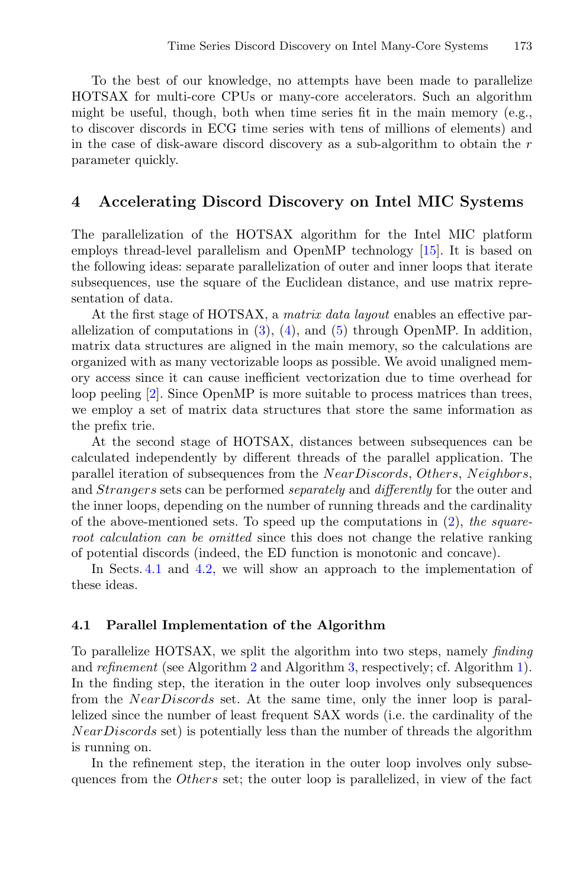To the best of our knowledge, no attempts have been made to parallelize HOTSAX for multi-core CPUs or many-core accelerators. Such an algorithm might be useful, though, both when time series fit in the main memory (e.g., to discover discords in ECG time series with tens of millions of elements) and in the case of disk-aware discord discovery as a sub-algorithm to obtain the $r$ parameter quickly.

## 4 Accelerating Discord Discovery on Intel MIC Systems

The parallelization of the HOTSAX algorithm for the Intel MIC platform employs thread-level parallelism and OpenMP technology [15]. It is based on the following ideas: separate parallelization of outer and inner loops that iterate subsequences, use the square of the Euclidean distance, and use matrix representation of data.

At the first stage of HOTSAX, a *matrix data layout* enables an effective parallelization of computations in (3), (4), and (5) through OpenMP. In addition, matrix data structures are aligned in the main memory, so the calculations are organized with as many vectorizable loops as possible. We avoid unaligned memory access since it can cause inefficient vectorization due to time overhead for loop peeling [2]. Since OpenMP is more suitable to process matrices than trees, we employ a set of matrix data structures that store the same information as the prefix trie.

At the second stage of HOTSAX, distances between subsequences can be calculated independently by different threads of the parallel application. The parallel iteration of subsequences from the $NearDiscords$, $Others$, $Neighbors$, and $Strangers$ sets can be performed *separately* and *differently* for the outer and the inner loops, depending on the number of running threads and the cardinality of the above-mentioned sets. To speed up the computations in (2), *the square-root calculation can be omitted* since this does not change the relative ranking of potential discords (indeed, the ED function is monotonic and concave).

In Sects. 4.1 and 4.2, we will show an approach to the implementation of these ideas.

### 4.1 Parallel Implementation of the Algorithm

To parallelize HOTSAX, we split the algorithm into two steps, namely *finding* and *refinement* (see Algorithm 2 and Algorithm 3, respectively; cf. Algorithm 1). In the finding step, the iteration in the outer loop involves only subsequences from the $NearDiscords$ set. At the same time, only the inner loop is parallelized since the number of least frequent SAX words (i.e. the cardinality of the $NearDiscords$ set) is potentially less than the number of threads the algorithm is running on.

In the refinement step, the iteration in the outer loop involves only subsequences from the $Others$ set; the outer loop is parallelized, in view of the fact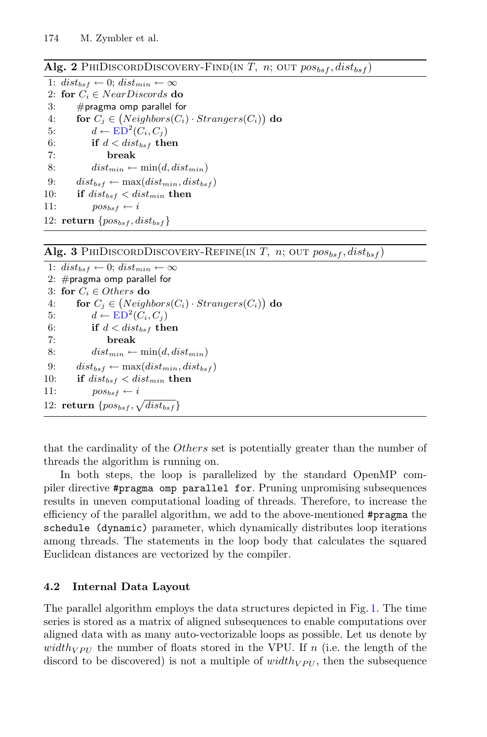**Alg. 2** PhiDiscordDiscovery-Find(in $T$, $n$; out $pos_{bsf}, dist_{bsf}$)

```
1:  dist_bsf ← 0; dist_min ← ∞
2:  for C_i ∈ NearDiscords do
3:      #pragma omp parallel for
4:      for C_j ∈ (Neighbors(C_i) · Strangers(C_i)) do
5:          d ← ED²(C_i, C_j)
6:          if d < dist_bsf then
7:              break
8:          dist_min ← min(d, dist_min)
9:      dist_bsf ← max(dist_min, dist_bsf)
10:     if dist_bsf < dist_min then
11:         pos_bsf ← i
12: return {pos_bsf, dist_bsf}
```

**Alg. 3** PhiDiscordDiscovery-Refine(in $T$, $n$; out $pos_{bsf}, dist_{bsf}$)

```
1:  dist_bsf ← 0; dist_min ← ∞
2:  #pragma omp parallel for
3:  for C_i ∈ Others do
4:      for C_j ∈ (Neighbors(C_i) · Strangers(C_i)) do
5:          d ← ED²(C_i, C_j)
6:          if d < dist_bsf then
7:              break
8:          dist_min ← min(d, dist_min)
9:      dist_bsf ← max(dist_min, dist_bsf)
10:     if dist_bsf < dist_min then
11:         pos_bsf ← i
12: return {pos_bsf, √dist_bsf}
```

that the cardinality of the *Others* set is potentially greater than the number of threads the algorithm is running on.

In both steps, the loop is parallelized by the standard OpenMP compiler directive `#pragma omp parallel for`. Pruning unpromising subsequences results in uneven computational loading of threads. Therefore, to increase the efficiency of the parallel algorithm, we add to the above-mentioned `#pragma` the `schedule (dynamic)` parameter, which dynamically distributes loop iterations among threads. The statements in the loop body that calculates the squared Euclidean distances are vectorized by the compiler.

### 4.2 Internal Data Layout

The parallel algorithm employs the data structures depicted in Fig. 1. The time series is stored as a matrix of aligned subsequences to enable computations over aligned data with as many auto-vectorizable loops as possible. Let us denote by $width_{VPU}$ the number of floats stored in the VPU. If $n$ (i.e. the length of the discord to be discovered) is not a multiple of $width_{VPU}$, then the subsequence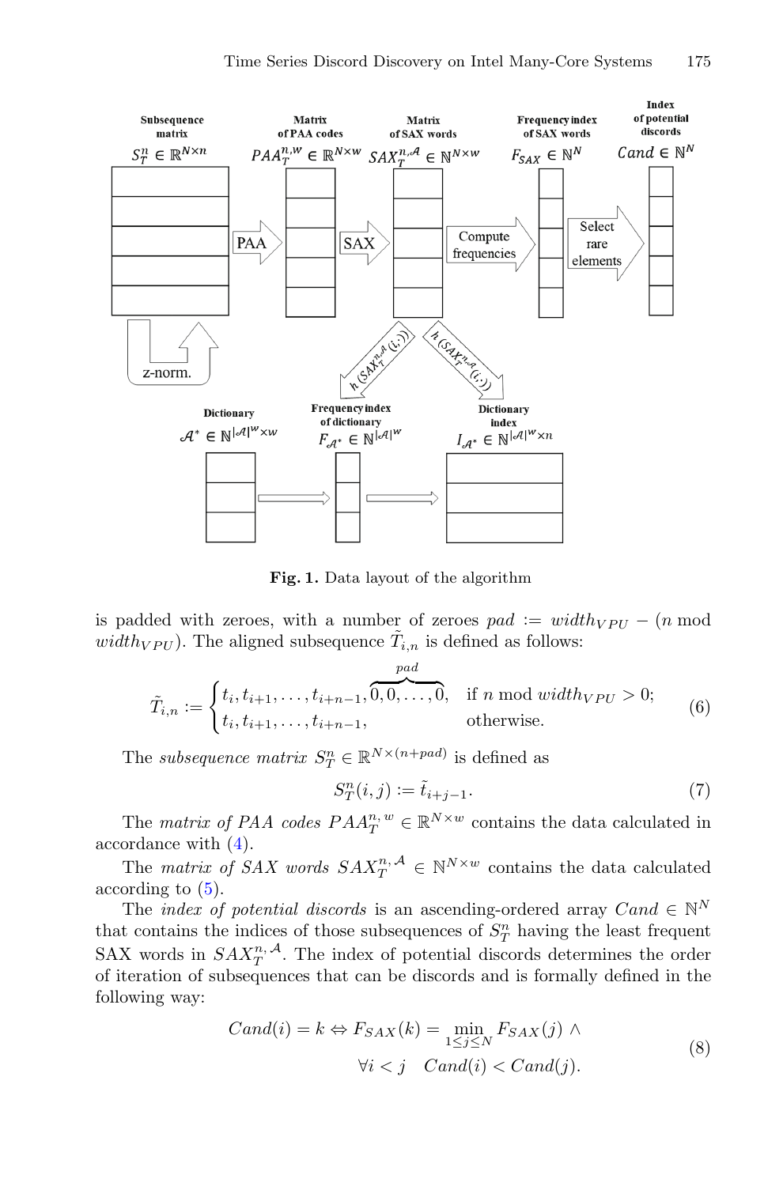**Fig. 1.** Data layout of the algorithm

is padded with zeroes, with a number of zeroes $pad := width_{VPU} - (n \bmod width_{VPU})$. The aligned subsequence $\tilde{T}_{i,n}$ is defined as follows:

$$\tilde{T}_{i,n} := \begin{cases} t_i, t_{i+1}, \ldots, t_{i+n-1}, \overbrace{0, 0, \ldots, 0}^{pad}, & \text{if } n \bmod width_{VPU} > 0; \\ t_i, t_{i+1}, \ldots, t_{i+n-1}, & \text{otherwise.} \end{cases} \tag{6}$$

The *subsequence matrix* $S_T^n \in \mathbb{R}^{N \times (n+pad)}$ is defined as

$$S_T^n(i,j) := \tilde{t}_{i+j-1}. \tag{7}$$

The *matrix of PAA codes* $PAA_T^{n,w} \in \mathbb{R}^{N \times w}$ contains the data calculated in accordance with (4).

The *matrix of SAX words* $SAX_T^{n,\mathcal{A}} \in \mathbb{N}^{N \times w}$ contains the data calculated according to (5).

The *index of potential discords* is an ascending-ordered array $Cand \in \mathbb{N}^N$ that contains the indices of those subsequences of $S_T^n$ having the least frequent SAX words in $SAX_T^{n,\mathcal{A}}$. The index of potential discords determines the order of iteration of subsequences that can be discords and is formally defined in the following way:

$$\begin{aligned} Cand(i) = k \Leftrightarrow F_{SAX}(k) = \min_{1 \le j \le N} F_{SAX}(j) \; \wedge \\ \forall i < j \quad Cand(i) < Cand(j). \end{aligned} \tag{8}$$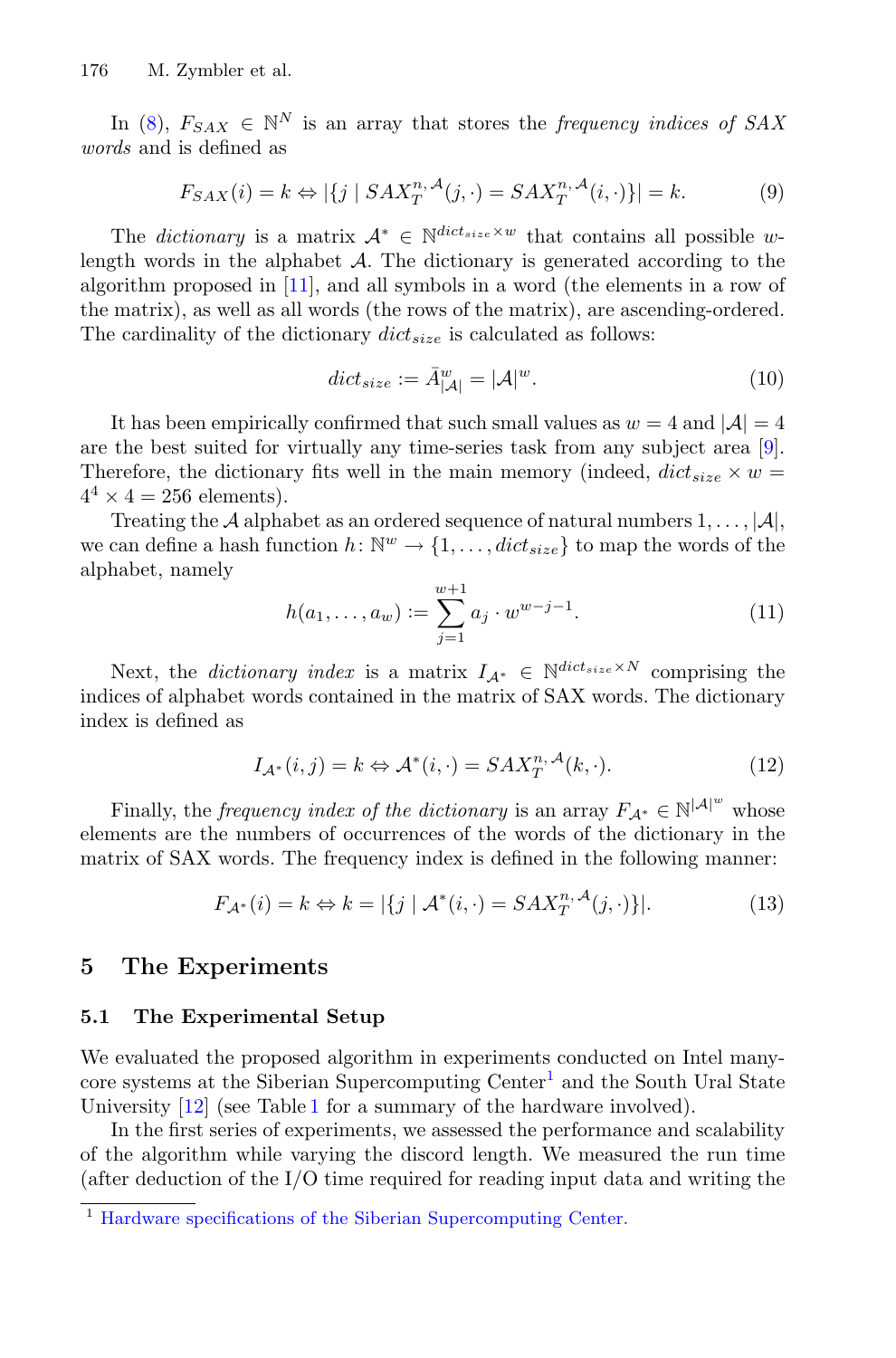In (8), $F_{SAX} \in \mathbb{N}^N$ is an array that stores the *frequency indices of SAX words* and is defined as

$$F_{SAX}(i) = k \Leftrightarrow |\{j \mid SAX_T^{n,\mathcal{A}}(j,\cdot) = SAX_T^{n,\mathcal{A}}(i,\cdot)\}| = k. \tag{9}$$

The *dictionary* is a matrix $\mathcal{A}^* \in \mathbb{N}^{dict_{size} \times w}$ that contains all possible $w$-length words in the alphabet $\mathcal{A}$. The dictionary is generated according to the algorithm proposed in [11], and all symbols in a word (the elements in a row of the matrix), as well as all words (the rows of the matrix), are ascending-ordered. The cardinality of the dictionary $dict_{size}$ is calculated as follows:

$$dict_{size} := \bar{A}_{|\mathcal{A}|}^{w} = |\mathcal{A}|^w. \tag{10}$$

It has been empirically confirmed that such small values as $w = 4$ and $|\mathcal{A}| = 4$ are the best suited for virtually any time-series task from any subject area [9]. Therefore, the dictionary fits well in the main memory (indeed, $dict_{size} \times w = 4^4 \times 4 = 256$ elements).

Treating the $\mathcal{A}$ alphabet as an ordered sequence of natural numbers $1, \ldots, |\mathcal{A}|$, we can define a hash function $h \colon \mathbb{N}^w \to \{1, \ldots, dict_{size}\}$ to map the words of the alphabet, namely

$$h(a_1, \ldots, a_w) := \sum_{j=1}^{w+1} a_j \cdot w^{w-j-1}. \tag{11}$$

Next, the *dictionary index* is a matrix $I_{\mathcal{A}^*} \in \mathbb{N}^{dict_{size} \times N}$ comprising the indices of alphabet words contained in the matrix of SAX words. The dictionary index is defined as

$$I_{\mathcal{A}^*}(i,j) = k \Leftrightarrow \mathcal{A}^*(i,\cdot) = SAX_T^{n,\mathcal{A}}(k,\cdot). \tag{12}$$

Finally, the *frequency index of the dictionary* is an array $F_{\mathcal{A}^*} \in \mathbb{N}^{|\mathcal{A}|^w}$ whose elements are the numbers of occurrences of the words of the dictionary in the matrix of SAX words. The frequency index is defined in the following manner:

$$F_{\mathcal{A}^*}(i) = k \Leftrightarrow k = |\{j \mid \mathcal{A}^*(i,\cdot) = SAX_T^{n,\mathcal{A}}(j,\cdot)\}|. \tag{13}$$

## 5 The Experiments

### 5.1 The Experimental Setup

We evaluated the proposed algorithm in experiments conducted on Intel many-core systems at the Siberian Supercomputing Center[1] and the South Ural State University [12] (see Table 1 for a summary of the hardware involved).

In the first series of experiments, we assessed the performance and scalability of the algorithm while varying the discord length. We measured the run time (after deduction of the I/O time required for reading input data and writing the

[1] Hardware specifications of the Siberian Supercomputing Center.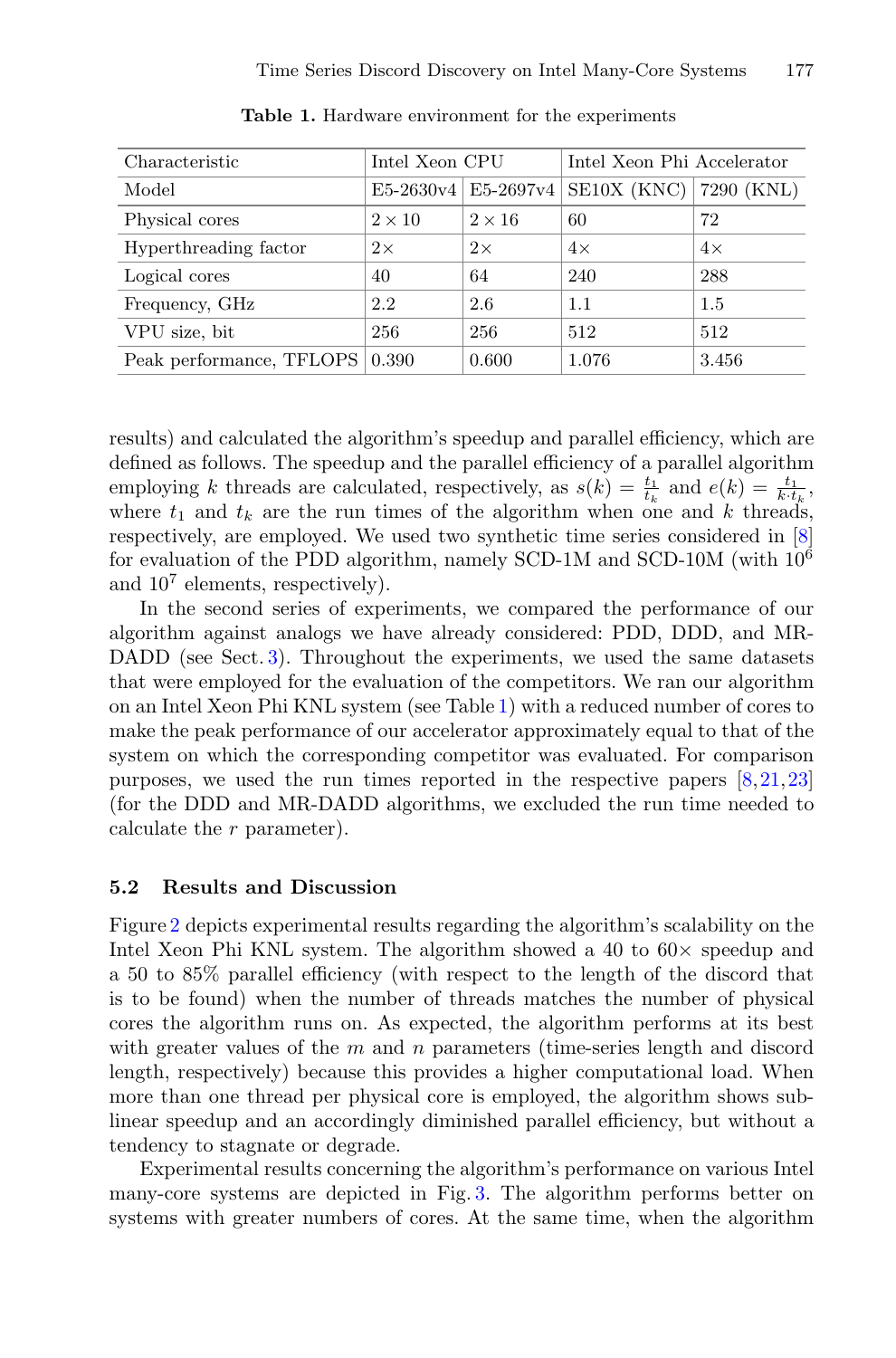**Table 1.** Hardware environment for the experiments

| Characteristic | Intel Xeon CPU | | Intel Xeon Phi Accelerator | |
|---|---|---|---|---|
| Model | E5-2630v4 | E5-2697v4 | SE10X (KNC) | 7290 (KNL) |
| Physical cores | $2 \times 10$ | $2 \times 16$ | 60 | 72 |
| Hyperthreading factor | $2\times$ | $2\times$ | $4\times$ | $4\times$ |
| Logical cores | 40 | 64 | 240 | 288 |
| Frequency, GHz | 2.2 | 2.6 | 1.1 | 1.5 |
| VPU size, bit | 256 | 256 | 512 | 512 |
| Peak performance, TFLOPS | 0.390 | 0.600 | 1.076 | 3.456 |

results) and calculated the algorithm's speedup and parallel efficiency, which are defined as follows. The speedup and the parallel efficiency of a parallel algorithm employing $k$ threads are calculated, respectively, as $s(k) = \frac{t_1}{t_k}$ and $e(k) = \frac{t_1}{k \cdot t_k}$, where $t_1$ and $t_k$ are the run times of the algorithm when one and $k$ threads, respectively, are employed. We used two synthetic time series considered in [8] for evaluation of the PDD algorithm, namely SCD-1M and SCD-10M (with $10^6$ and $10^7$ elements, respectively).

In the second series of experiments, we compared the performance of our algorithm against analogs we have already considered: PDD, DDD, and MR-DADD (see Sect. 3). Throughout the experiments, we used the same datasets that were employed for the evaluation of the competitors. We ran our algorithm on an Intel Xeon Phi KNL system (see Table 1) with a reduced number of cores to make the peak performance of our accelerator approximately equal to that of the system on which the corresponding competitor was evaluated. For comparison purposes, we used the run times reported in the respective papers [8,21,23] (for the DDD and MR-DADD algorithms, we excluded the run time needed to calculate the $r$ parameter).

### 5.2 Results and Discussion

Figure 2 depicts experimental results regarding the algorithm's scalability on the Intel Xeon Phi KNL system. The algorithm showed a 40 to 60× speedup and a 50 to 85% parallel efficiency (with respect to the length of the discord that is to be found) when the number of threads matches the number of physical cores the algorithm runs on. As expected, the algorithm performs at its best with greater values of the $m$ and $n$ parameters (time-series length and discord length, respectively) because this provides a higher computational load. When more than one thread per physical core is employed, the algorithm shows sub-linear speedup and an accordingly diminished parallel efficiency, but without a tendency to stagnate or degrade.

Experimental results concerning the algorithm's performance on various Intel many-core systems are depicted in Fig. 3. The algorithm performs better on systems with greater numbers of cores. At the same time, when the algorithm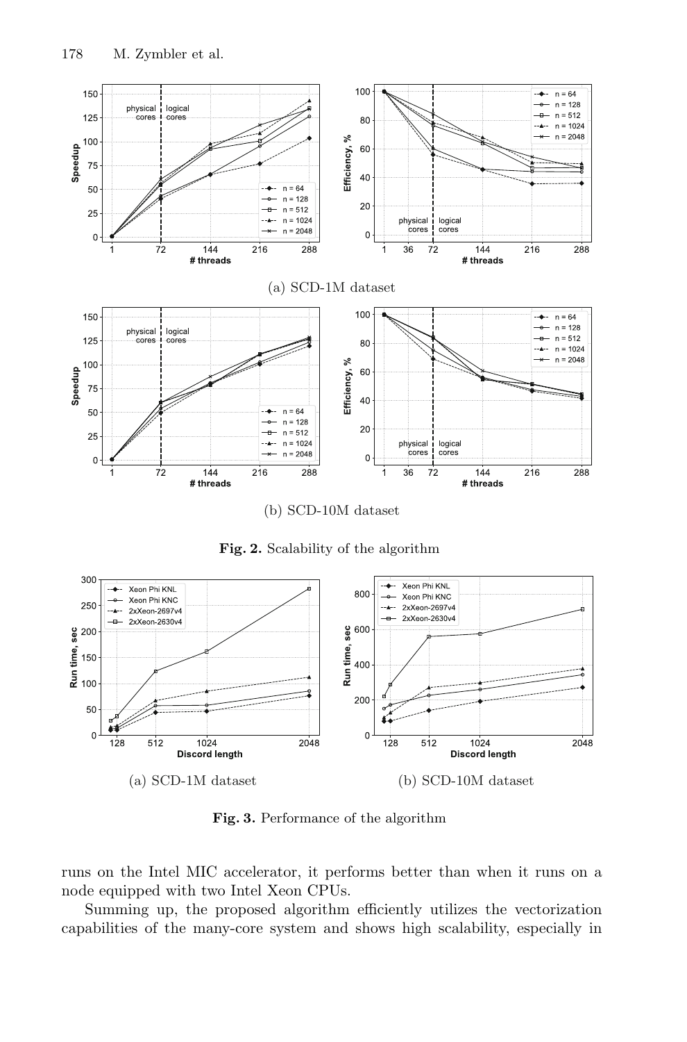(a) SCD-1M dataset

(b) SCD-10M dataset

**Fig. 2.** Scalability of the algorithm

(a) SCD-1M dataset

(b) SCD-10M dataset

**Fig. 3.** Performance of the algorithm

runs on the Intel MIC accelerator, it performs better than when it runs on a node equipped with two Intel Xeon CPUs.

Summing up, the proposed algorithm efficiently utilizes the vectorization capabilities of the many-core system and shows high scalability, especially in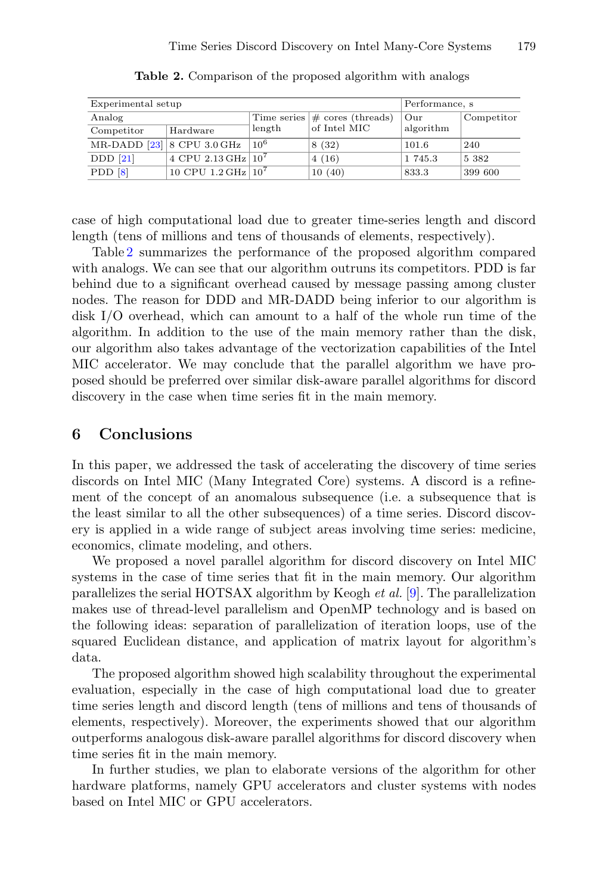**Table 2.** Comparison of the proposed algorithm with analogs

| Experimental setup | | | | Performance, s | |
|---|---|---|---|---|---|
| Analog | | Time series length | # cores (threads) of Intel MIC | Our algorithm | Competitor |
| Competitor | Hardware | | | | |
| MR-DADD [23] | 8 CPU 3.0 GHz | $10^6$ | 8 (32) | 101.6 | 240 |
| DDD [21] | 4 CPU 2.13 GHz | $10^7$ | 4 (16) | 1 745.3 | 5 382 |
| PDD [8] | 10 CPU 1.2 GHz | $10^7$ | 10 (40) | 833.3 | 399 600 |

case of high computational load due to greater time-series length and discord length (tens of millions and tens of thousands of elements, respectively).

Table 2 summarizes the performance of the proposed algorithm compared with analogs. We can see that our algorithm outruns its competitors. PDD is far behind due to a significant overhead caused by message passing among cluster nodes. The reason for DDD and MR-DADD being inferior to our algorithm is disk I/O overhead, which can amount to a half of the whole run time of the algorithm. In addition to the use of the main memory rather than the disk, our algorithm also takes advantage of the vectorization capabilities of the Intel MIC accelerator. We may conclude that the parallel algorithm we have proposed should be preferred over similar disk-aware parallel algorithms for discord discovery in the case when time series fit in the main memory.

## 6 Conclusions

In this paper, we addressed the task of accelerating the discovery of time series discords on Intel MIC (Many Integrated Core) systems. A discord is a refinement of the concept of an anomalous subsequence (i.e. a subsequence that is the least similar to all the other subsequences) of a time series. Discord discovery is applied in a wide range of subject areas involving time series: medicine, economics, climate modeling, and others.

We proposed a novel parallel algorithm for discord discovery on Intel MIC systems in the case of time series that fit in the main memory. Our algorithm parallelizes the serial HOTSAX algorithm by Keogh *et al.* [9]. The parallelization makes use of thread-level parallelism and OpenMP technology and is based on the following ideas: separation of parallelization of iteration loops, use of the squared Euclidean distance, and application of matrix layout for algorithm's data.

The proposed algorithm showed high scalability throughout the experimental evaluation, especially in the case of high computational load due to greater time series length and discord length (tens of millions and tens of thousands of elements, respectively). Moreover, the experiments showed that our algorithm outperforms analogous disk-aware parallel algorithms for discord discovery when time series fit in the main memory.

In further studies, we plan to elaborate versions of the algorithm for other hardware platforms, namely GPU accelerators and cluster systems with nodes based on Intel MIC or GPU accelerators.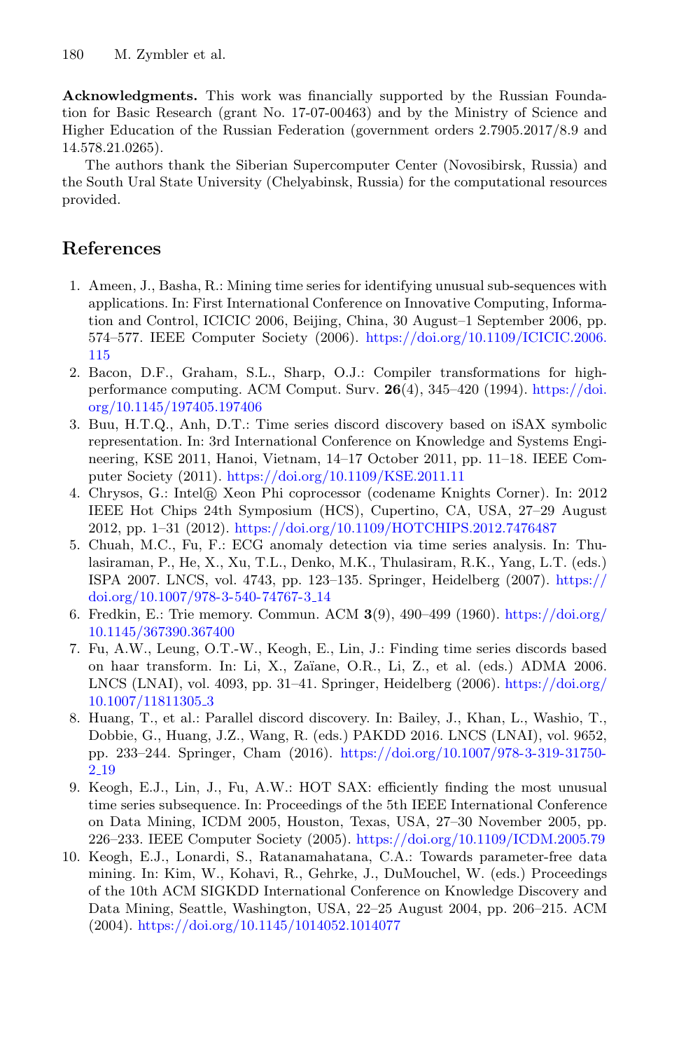**Acknowledgments.** This work was financially supported by the Russian Foundation for Basic Research (grant No. 17-07-00463) and by the Ministry of Science and Higher Education of the Russian Federation (government orders 2.7905.2017/8.9 and 14.578.21.0265).

The authors thank the Siberian Supercomputer Center (Novosibirsk, Russia) and the South Ural State University (Chelyabinsk, Russia) for the computational resources provided.

## References

1. Ameen, J., Basha, R.: Mining time series for identifying unusual sub-sequences with applications. In: First International Conference on Innovative Computing, Information and Control, ICICIC 2006, Beijing, China, 30 August–1 September 2006, pp. 574–577. IEEE Computer Society (2006). https://doi.org/10.1109/ICICIC.2006.115
2. Bacon, D.F., Graham, S.L., Sharp, O.J.: Compiler transformations for high-performance computing. ACM Comput. Surv. **26**(4), 345–420 (1994). https://doi.org/10.1145/197405.197406
3. Buu, H.T.Q., Anh, D.T.: Time series discord discovery based on iSAX symbolic representation. In: 3rd International Conference on Knowledge and Systems Engineering, KSE 2011, Hanoi, Vietnam, 14–17 October 2011, pp. 11–18. IEEE Computer Society (2011). https://doi.org/10.1109/KSE.2011.11
4. Chrysos, G.: Intel® Xeon Phi coprocessor (codename Knights Corner). In: 2012 IEEE Hot Chips 24th Symposium (HCS), Cupertino, CA, USA, 27–29 August 2012, pp. 1–31 (2012). https://doi.org/10.1109/HOTCHIPS.2012.7476487
5. Chuah, M.C., Fu, F.: ECG anomaly detection via time series analysis. In: Thulasiraman, P., He, X., Xu, T.L., Denko, M.K., Thulasiram, R.K., Yang, L.T. (eds.) ISPA 2007. LNCS, vol. 4743, pp. 123–135. Springer, Heidelberg (2007). https://doi.org/10.1007/978-3-540-74767-3_14
6. Fredkin, E.: Trie memory. Commun. ACM **3**(9), 490–499 (1960). https://doi.org/10.1145/367390.367400
7. Fu, A.W., Leung, O.T.-W., Keogh, E., Lin, J.: Finding time series discords based on haar transform. In: Li, X., Zaïane, O.R., Li, Z., et al. (eds.) ADMA 2006. LNCS (LNAI), vol. 4093, pp. 31–41. Springer, Heidelberg (2006). https://doi.org/10.1007/11811305_3
8. Huang, T., et al.: Parallel discord discovery. In: Bailey, J., Khan, L., Washio, T., Dobbie, G., Huang, J.Z., Wang, R. (eds.) PAKDD 2016. LNCS (LNAI), vol. 9652, pp. 233–244. Springer, Cham (2016). https://doi.org/10.1007/978-3-319-31750-2_19
9. Keogh, E.J., Lin, J., Fu, A.W.: HOT SAX: efficiently finding the most unusual time series subsequence. In: Proceedings of the 5th IEEE International Conference on Data Mining, ICDM 2005, Houston, Texas, USA, 27–30 November 2005, pp. 226–233. IEEE Computer Society (2005). https://doi.org/10.1109/ICDM.2005.79
10. Keogh, E.J., Lonardi, S., Ratanamahatana, C.A.: Towards parameter-free data mining. In: Kim, W., Kohavi, R., Gehrke, J., DuMouchel, W. (eds.) Proceedings of the 10th ACM SIGKDD International Conference on Knowledge Discovery and Data Mining, Seattle, Washington, USA, 22–25 August 2004, pp. 206–215. ACM (2004). https://doi.org/10.1145/1014052.1014077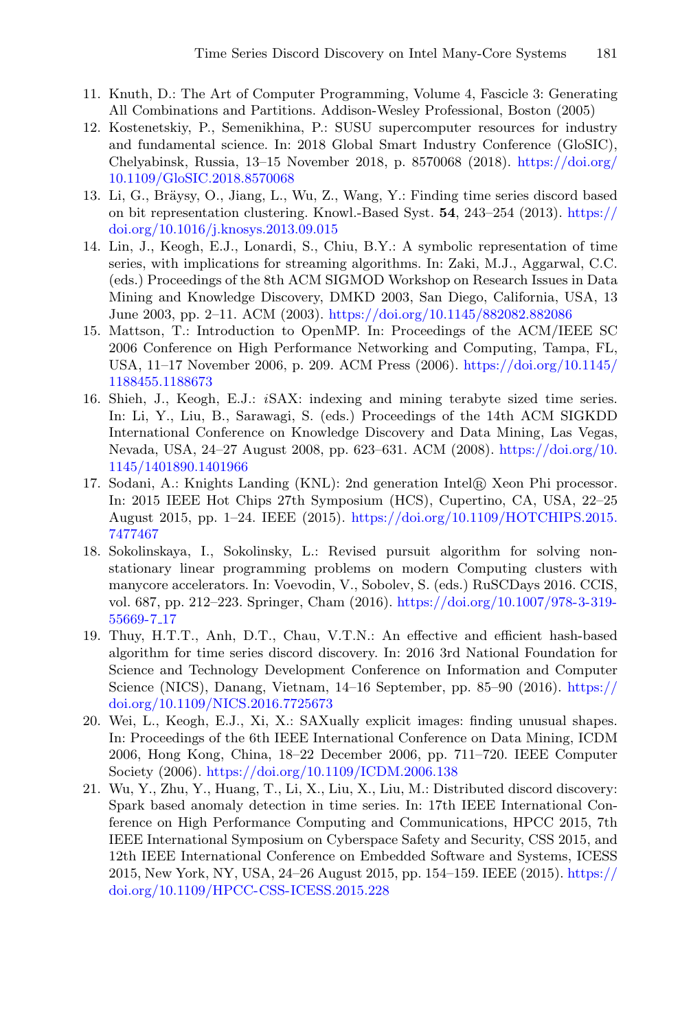11. Knuth, D.: The Art of Computer Programming, Volume 4, Fascicle 3: Generating All Combinations and Partitions. Addison-Wesley Professional, Boston (2005)
12. Kostenetskiy, P., Semenikhina, P.: SUSU supercomputer resources for industry and fundamental science. In: 2018 Global Smart Industry Conference (GloSIC), Chelyabinsk, Russia, 13–15 November 2018, p. 8570068 (2018). https://doi.org/10.1109/GloSIC.2018.8570068
13. Li, G., Bräysy, O., Jiang, L., Wu, Z., Wang, Y.: Finding time series discord based on bit representation clustering. Knowl.-Based Syst. **54**, 243–254 (2013). https://doi.org/10.1016/j.knosys.2013.09.015
14. Lin, J., Keogh, E.J., Lonardi, S., Chiu, B.Y.: A symbolic representation of time series, with implications for streaming algorithms. In: Zaki, M.J., Aggarwal, C.C. (eds.) Proceedings of the 8th ACM SIGMOD Workshop on Research Issues in Data Mining and Knowledge Discovery, DMKD 2003, San Diego, California, USA, 13 June 2003, pp. 2–11. ACM (2003). https://doi.org/10.1145/882082.882086
15. Mattson, T.: Introduction to OpenMP. In: Proceedings of the ACM/IEEE SC 2006 Conference on High Performance Networking and Computing, Tampa, FL, USA, 11–17 November 2006, p. 209. ACM Press (2006). https://doi.org/10.1145/1188455.1188673
16. Shieh, J., Keogh, E.J.: *i*SAX: indexing and mining terabyte sized time series. In: Li, Y., Liu, B., Sarawagi, S. (eds.) Proceedings of the 14th ACM SIGKDD International Conference on Knowledge Discovery and Data Mining, Las Vegas, Nevada, USA, 24–27 August 2008, pp. 623–631. ACM (2008). https://doi.org/10.1145/1401890.1401966
17. Sodani, A.: Knights Landing (KNL): 2nd generation Intel® Xeon Phi processor. In: 2015 IEEE Hot Chips 27th Symposium (HCS), Cupertino, CA, USA, 22–25 August 2015, pp. 1–24. IEEE (2015). https://doi.org/10.1109/HOTCHIPS.2015.7477467
18. Sokolinskaya, I., Sokolinsky, L.: Revised pursuit algorithm for solving non-stationary linear programming problems on modern Computing clusters with manycore accelerators. In: Voevodin, V., Sobolev, S. (eds.) RuSCDays 2016. CCIS, vol. 687, pp. 212–223. Springer, Cham (2016). https://doi.org/10.1007/978-3-319-55669-7_17
19. Thuy, H.T.T., Anh, D.T., Chau, V.T.N.: An effective and efficient hash-based algorithm for time series discord discovery. In: 2016 3rd National Foundation for Science and Technology Development Conference on Information and Computer Science (NICS), Danang, Vietnam, 14–16 September, pp. 85–90 (2016). https://doi.org/10.1109/NICS.2016.7725673
20. Wei, L., Keogh, E.J., Xi, X.: SAXually explicit images: finding unusual shapes. In: Proceedings of the 6th IEEE International Conference on Data Mining, ICDM 2006, Hong Kong, China, 18–22 December 2006, pp. 711–720. IEEE Computer Society (2006). https://doi.org/10.1109/ICDM.2006.138
21. Wu, Y., Zhu, Y., Huang, T., Li, X., Liu, X., Liu, M.: Distributed discord discovery: Spark based anomaly detection in time series. In: 17th IEEE International Conference on High Performance Computing and Communications, HPCC 2015, 7th IEEE International Symposium on Cyberspace Safety and Security, CSS 2015, and 12th IEEE International Conference on Embedded Software and Systems, ICESS 2015, New York, NY, USA, 24–26 August 2015, pp. 154–159. IEEE (2015). https://doi.org/10.1109/HPCC-CSS-ICESS.2015.228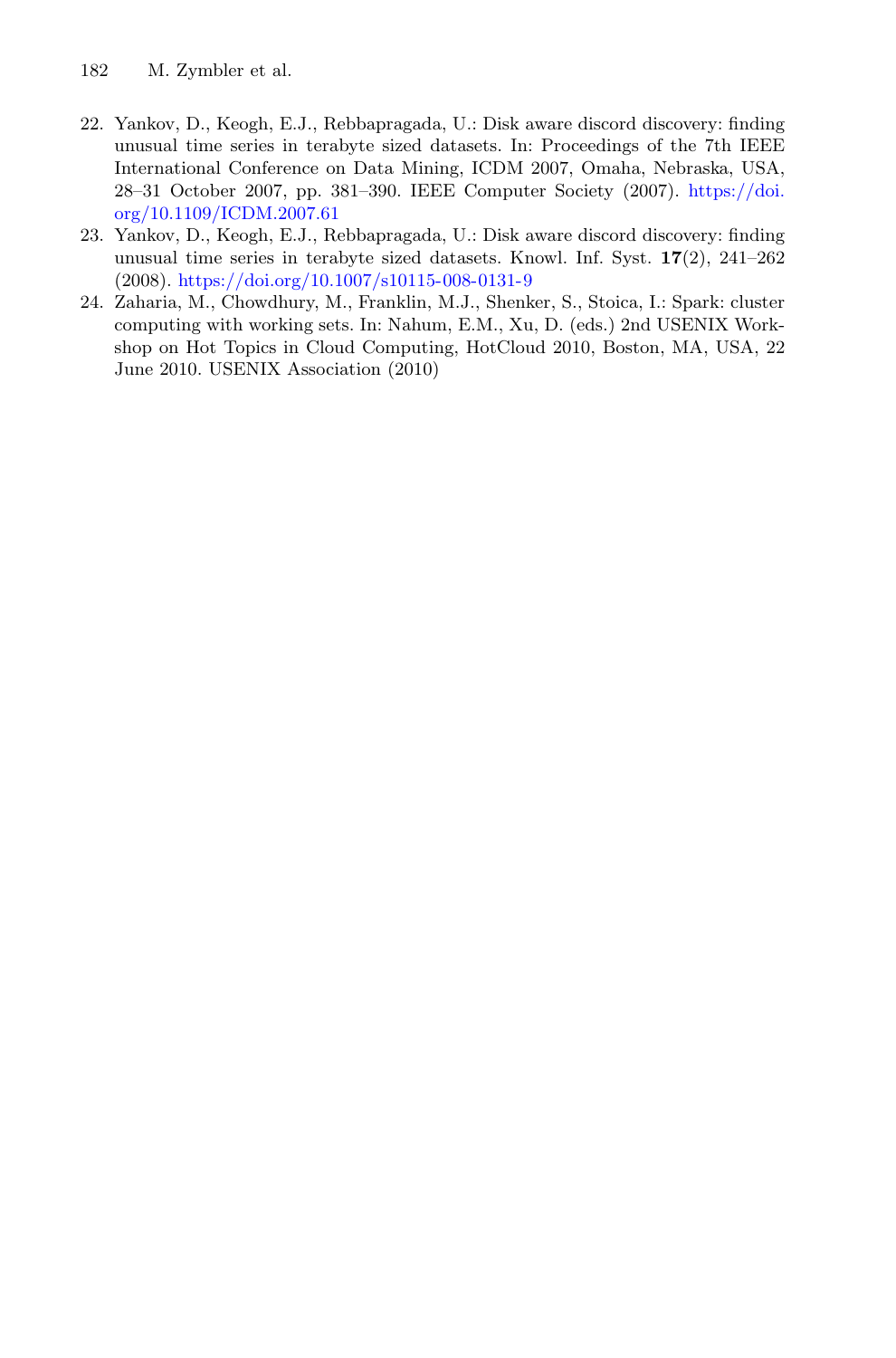22. Yankov, D., Keogh, E.J., Rebbapragada, U.: Disk aware discord discovery: finding unusual time series in terabyte sized datasets. In: Proceedings of the 7th IEEE International Conference on Data Mining, ICDM 2007, Omaha, Nebraska, USA, 28–31 October 2007, pp. 381–390. IEEE Computer Society (2007). https://doi.org/10.1109/ICDM.2007.61
23. Yankov, D., Keogh, E.J., Rebbapragada, U.: Disk aware discord discovery: finding unusual time series in terabyte sized datasets. Knowl. Inf. Syst. **17**(2), 241–262 (2008). https://doi.org/10.1007/s10115-008-0131-9
24. Zaharia, M., Chowdhury, M., Franklin, M.J., Shenker, S., Stoica, I.: Spark: cluster computing with working sets. In: Nahum, E.M., Xu, D. (eds.) 2nd USENIX Workshop on Hot Topics in Cloud Computing, HotCloud 2010, Boston, MA, USA, 22 June 2010. USENIX Association (2010)